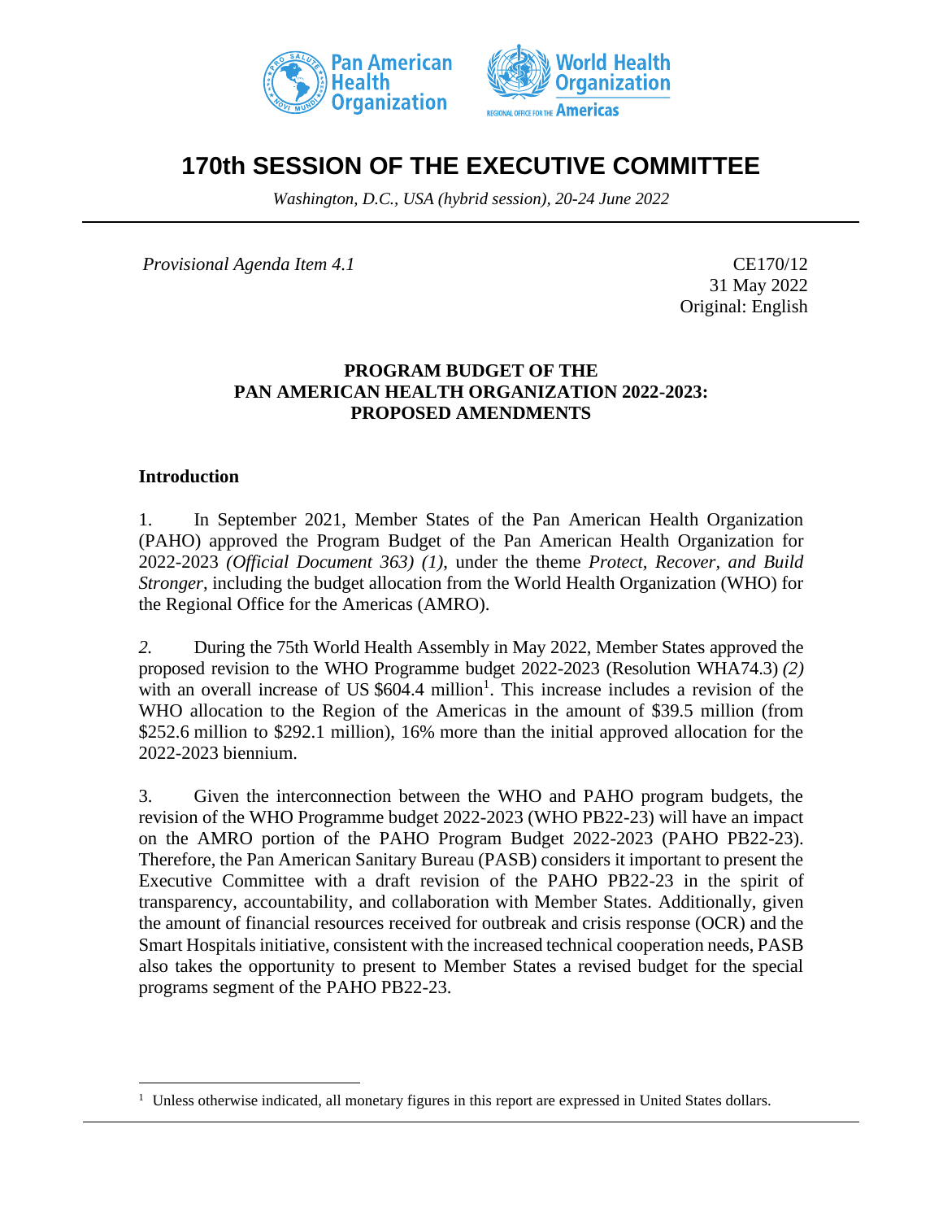# 170th SESSION OF THE EXECUTIVE COMMITTEE

*Washington, D.C., USA (hybrid session), 20-24 June 2022*

---

*Provisional Agenda Item 4.1*

CE170/12
31 May 2022
Original: English

**PROGRAM BUDGET OF THE PAN AMERICAN HEALTH ORGANIZATION 2022-2023: PROPOSED AMENDMENTS**

## Introduction

1. In September 2021, Member States of the Pan American Health Organization (PAHO) approved the Program Budget of the Pan American Health Organization for 2022-2023 *(Official Document 363) (1)*, under the theme *Protect, Recover, and Build Stronger*, including the budget allocation from the World Health Organization (WHO) for the Regional Office for the Americas (AMRO).

*2.* During the 75th World Health Assembly in May 2022, Member States approved the proposed revision to the WHO Programme budget 2022-2023 (Resolution WHA74.3) *(2)* with an overall increase of US $604.4 million[1]. This increase includes a revision of the WHO allocation to the Region of the Americas in the amount of $39.5 million (from $252.6 million to $292.1 million), 16% more than the initial approved allocation for the 2022-2023 biennium.

3. Given the interconnection between the WHO and PAHO program budgets, the revision of the WHO Programme budget 2022-2023 (WHO PB22-23) will have an impact on the AMRO portion of the PAHO Program Budget 2022-2023 (PAHO PB22-23). Therefore, the Pan American Sanitary Bureau (PASB) considers it important to present the Executive Committee with a draft revision of the PAHO PB22-23 in the spirit of transparency, accountability, and collaboration with Member States. Additionally, given the amount of financial resources received for outbreak and crisis response (OCR) and the Smart Hospitals initiative, consistent with the increased technical cooperation needs, PASB also takes the opportunity to present to Member States a revised budget for the special programs segment of the PAHO PB22-23.

---

[1] Unless otherwise indicated, all monetary figures in this report are expressed in United States dollars.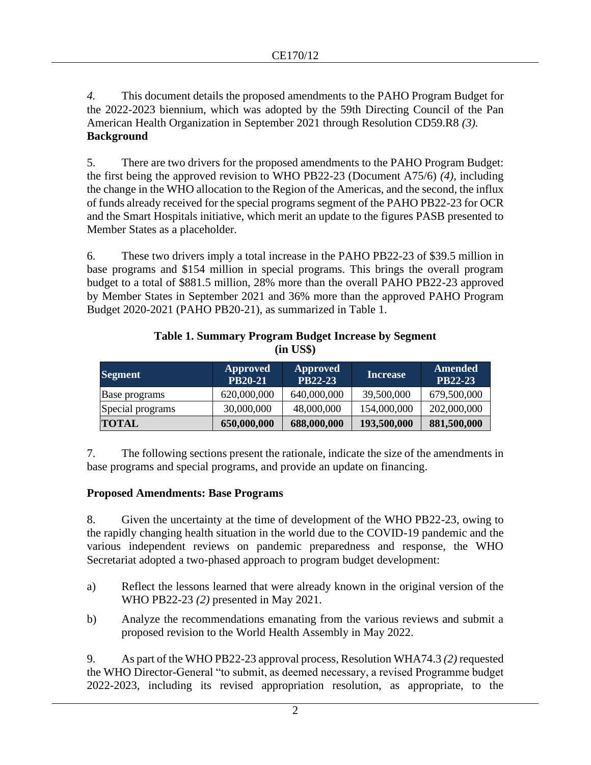*4.* This document details the proposed amendments to the PAHO Program Budget for the 2022-2023 biennium, which was adopted by the 59th Directing Council of the Pan American Health Organization in September 2021 through Resolution CD59.R8 *(3).*

**Background**

5. There are two drivers for the proposed amendments to the PAHO Program Budget: the first being the approved revision to WHO PB22-23 (Document A75/6) *(4)*, including the change in the WHO allocation to the Region of the Americas, and the second, the influx of funds already received for the special programs segment of the PAHO PB22-23 for OCR and the Smart Hospitals initiative, which merit an update to the figures PASB presented to Member States as a placeholder.

6. These two drivers imply a total increase in the PAHO PB22-23 of $39.5 million in base programs and $154 million in special programs. This brings the overall program budget to a total of $881.5 million, 28% more than the overall PAHO PB22-23 approved by Member States in September 2021 and 36% more than the approved PAHO Program Budget 2020-2021 (PAHO PB20-21), as summarized in Table 1.

**Table 1. Summary Program Budget Increase by Segment (in US$)**

| Segment | Approved PB20-21 | Approved PB22-23 | Increase | Amended PB22-23 |
|---|---|---|---|---|
| Base programs | 620,000,000 | 640,000,000 | 39,500,000 | 679,500,000 |
| Special programs | 30,000,000 | 48,000,000 | 154,000,000 | 202,000,000 |
| **TOTAL** | **650,000,000** | **688,000,000** | **193,500,000** | **881,500,000** |

7. The following sections present the rationale, indicate the size of the amendments in base programs and special programs, and provide an update on financing.

**Proposed Amendments: Base Programs**

8. Given the uncertainty at the time of development of the WHO PB22-23, owing to the rapidly changing health situation in the world due to the COVID-19 pandemic and the various independent reviews on pandemic preparedness and response, the WHO Secretariat adopted a two-phased approach to program budget development:

a) Reflect the lessons learned that were already known in the original version of the WHO PB22-23 *(2)* presented in May 2021.

b) Analyze the recommendations emanating from the various reviews and submit a proposed revision to the World Health Assembly in May 2022.

9. As part of the WHO PB22-23 approval process, Resolution WHA74.3 *(2)* requested the WHO Director-General "to submit, as deemed necessary, a revised Programme budget 2022-2023, including its revised appropriation resolution, as appropriate, to the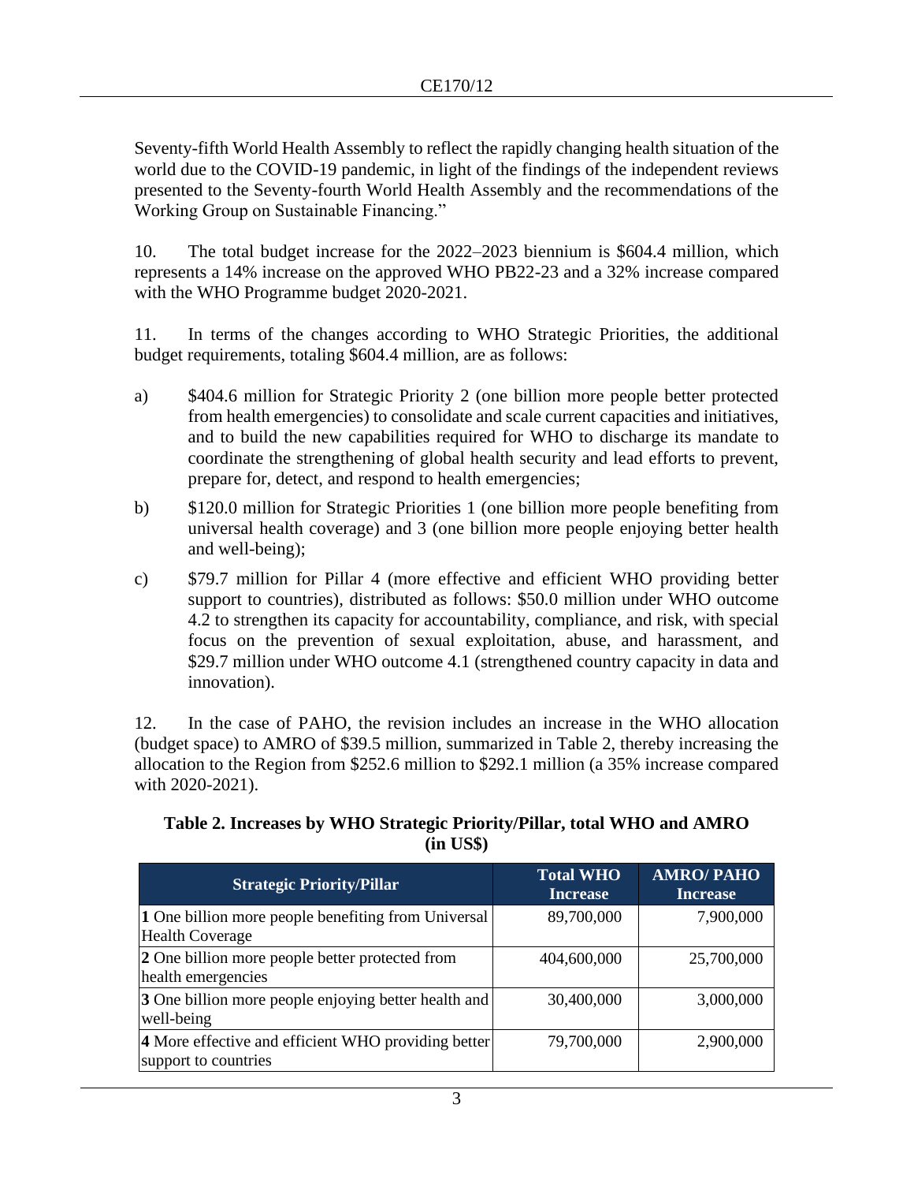Seventy-fifth World Health Assembly to reflect the rapidly changing health situation of the world due to the COVID-19 pandemic, in light of the findings of the independent reviews presented to the Seventy-fourth World Health Assembly and the recommendations of the Working Group on Sustainable Financing."

10. The total budget increase for the 2022–2023 biennium is $604.4 million, which represents a 14% increase on the approved WHO PB22-23 and a 32% increase compared with the WHO Programme budget 2020-2021.

11. In terms of the changes according to WHO Strategic Priorities, the additional budget requirements, totaling $604.4 million, are as follows:

a) $404.6 million for Strategic Priority 2 (one billion more people better protected from health emergencies) to consolidate and scale current capacities and initiatives, and to build the new capabilities required for WHO to discharge its mandate to coordinate the strengthening of global health security and lead efforts to prevent, prepare for, detect, and respond to health emergencies;

b) $120.0 million for Strategic Priorities 1 (one billion more people benefiting from universal health coverage) and 3 (one billion more people enjoying better health and well-being);

c) $79.7 million for Pillar 4 (more effective and efficient WHO providing better support to countries), distributed as follows: $50.0 million under WHO outcome 4.2 to strengthen its capacity for accountability, compliance, and risk, with special focus on the prevention of sexual exploitation, abuse, and harassment, and $29.7 million under WHO outcome 4.1 (strengthened country capacity in data and innovation).

12. In the case of PAHO, the revision includes an increase in the WHO allocation (budget space) to AMRO of $39.5 million, summarized in Table 2, thereby increasing the allocation to the Region from $252.6 million to $292.1 million (a 35% increase compared with 2020-2021).

**Table 2. Increases by WHO Strategic Priority/Pillar, total WHO and AMRO (in US$)**

| Strategic Priority/Pillar | Total WHO Increase | AMRO/ PAHO Increase |
|---|---|---|
| **1** One billion more people benefiting from Universal Health Coverage | 89,700,000 | 7,900,000 |
| **2** One billion more people better protected from health emergencies | 404,600,000 | 25,700,000 |
| **3** One billion more people enjoying better health and well-being | 30,400,000 | 3,000,000 |
| **4** More effective and efficient WHO providing better support to countries | 79,700,000 | 2,900,000 |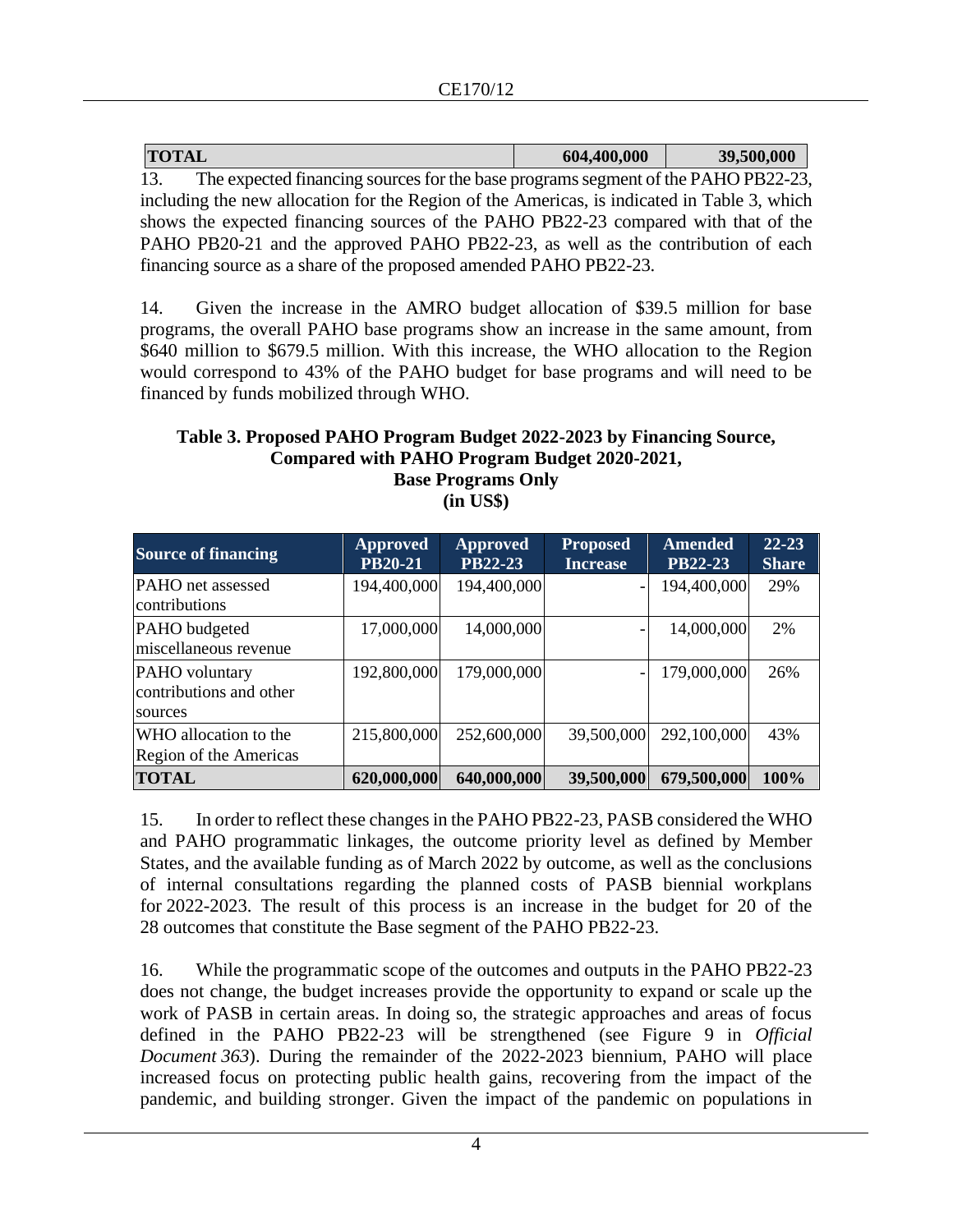| **TOTAL** | **604,400,000** | **39,500,000** |
|---|---|---|

13. The expected financing sources for the base programs segment of the PAHO PB22-23, including the new allocation for the Region of the Americas, is indicated in Table 3, which shows the expected financing sources of the PAHO PB22-23 compared with that of the PAHO PB20-21 and the approved PAHO PB22-23, as well as the contribution of each financing source as a share of the proposed amended PAHO PB22-23.

14. Given the increase in the AMRO budget allocation of $39.5 million for base programs, the overall PAHO base programs show an increase in the same amount, from $640 million to $679.5 million. With this increase, the WHO allocation to the Region would correspond to 43% of the PAHO budget for base programs and will need to be financed by funds mobilized through WHO.

**Table 3. Proposed PAHO Program Budget 2022-2023 by Financing Source, Compared with PAHO Program Budget 2020-2021, Base Programs Only (in US$)**

| Source of financing | Approved PB20-21 | Approved PB22-23 | Proposed Increase | Amended PB22-23 | 22-23 Share |
|---|---|---|---|---|---|
| PAHO net assessed contributions | 194,400,000 | 194,400,000 | - | 194,400,000 | 29% |
| PAHO budgeted miscellaneous revenue | 17,000,000 | 14,000,000 | - | 14,000,000 | 2% |
| PAHO voluntary contributions and other sources | 192,800,000 | 179,000,000 | - | 179,000,000 | 26% |
| WHO allocation to the Region of the Americas | 215,800,000 | 252,600,000 | 39,500,000 | 292,100,000 | 43% |
| **TOTAL** | **620,000,000** | **640,000,000** | **39,500,000** | **679,500,000** | **100%** |

15. In order to reflect these changes in the PAHO PB22-23, PASB considered the WHO and PAHO programmatic linkages, the outcome priority level as defined by Member States, and the available funding as of March 2022 by outcome, as well as the conclusions of internal consultations regarding the planned costs of PASB biennial workplans for 2022-2023. The result of this process is an increase in the budget for 20 of the 28 outcomes that constitute the Base segment of the PAHO PB22-23.

16. While the programmatic scope of the outcomes and outputs in the PAHO PB22-23 does not change, the budget increases provide the opportunity to expand or scale up the work of PASB in certain areas. In doing so, the strategic approaches and areas of focus defined in the PAHO PB22-23 will be strengthened (see Figure 9 in *Official Document 363*). During the remainder of the 2022-2023 biennium, PAHO will place increased focus on protecting public health gains, recovering from the impact of the pandemic, and building stronger. Given the impact of the pandemic on populations in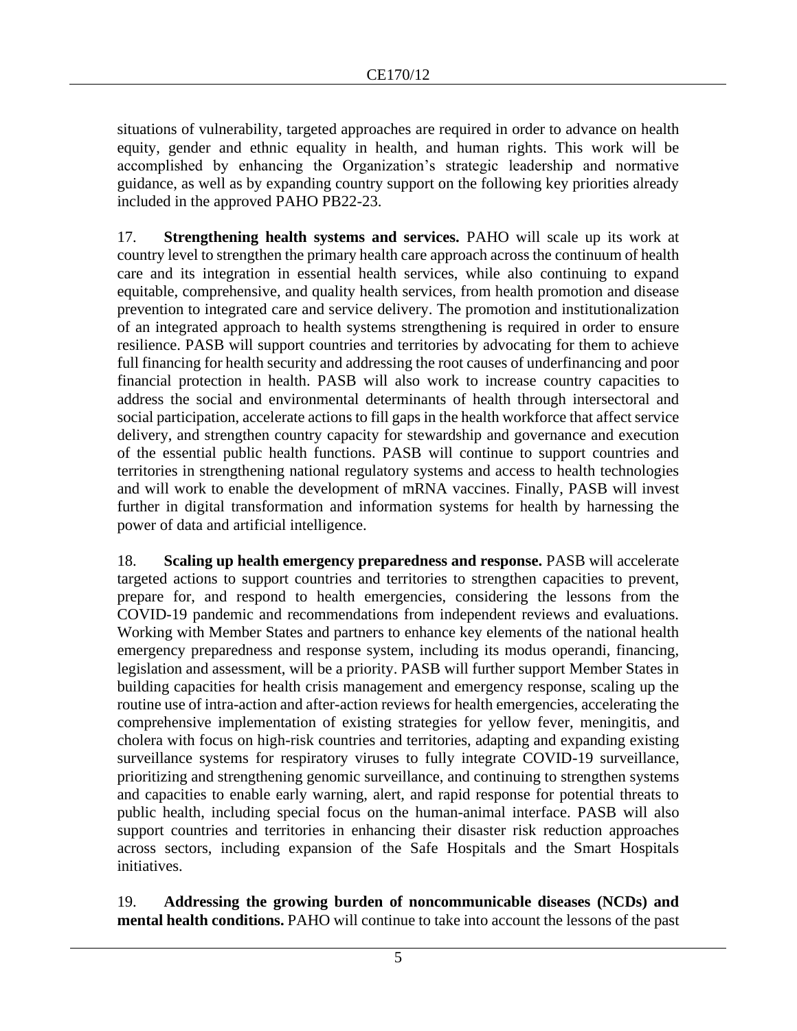situations of vulnerability, targeted approaches are required in order to advance on health equity, gender and ethnic equality in health, and human rights. This work will be accomplished by enhancing the Organization's strategic leadership and normative guidance, as well as by expanding country support on the following key priorities already included in the approved PAHO PB22-23.

17. **Strengthening health systems and services.** PAHO will scale up its work at country level to strengthen the primary health care approach across the continuum of health care and its integration in essential health services, while also continuing to expand equitable, comprehensive, and quality health services, from health promotion and disease prevention to integrated care and service delivery. The promotion and institutionalization of an integrated approach to health systems strengthening is required in order to ensure resilience. PASB will support countries and territories by advocating for them to achieve full financing for health security and addressing the root causes of underfinancing and poor financial protection in health. PASB will also work to increase country capacities to address the social and environmental determinants of health through intersectoral and social participation, accelerate actions to fill gaps in the health workforce that affect service delivery, and strengthen country capacity for stewardship and governance and execution of the essential public health functions. PASB will continue to support countries and territories in strengthening national regulatory systems and access to health technologies and will work to enable the development of mRNA vaccines. Finally, PASB will invest further in digital transformation and information systems for health by harnessing the power of data and artificial intelligence.

18. **Scaling up health emergency preparedness and response.** PASB will accelerate targeted actions to support countries and territories to strengthen capacities to prevent, prepare for, and respond to health emergencies, considering the lessons from the COVID-19 pandemic and recommendations from independent reviews and evaluations. Working with Member States and partners to enhance key elements of the national health emergency preparedness and response system, including its modus operandi, financing, legislation and assessment, will be a priority. PASB will further support Member States in building capacities for health crisis management and emergency response, scaling up the routine use of intra-action and after-action reviews for health emergencies, accelerating the comprehensive implementation of existing strategies for yellow fever, meningitis, and cholera with focus on high-risk countries and territories, adapting and expanding existing surveillance systems for respiratory viruses to fully integrate COVID-19 surveillance, prioritizing and strengthening genomic surveillance, and continuing to strengthen systems and capacities to enable early warning, alert, and rapid response for potential threats to public health, including special focus on the human-animal interface. PASB will also support countries and territories in enhancing their disaster risk reduction approaches across sectors, including expansion of the Safe Hospitals and the Smart Hospitals initiatives.

19. **Addressing the growing burden of noncommunicable diseases (NCDs) and mental health conditions.** PAHO will continue to take into account the lessons of the past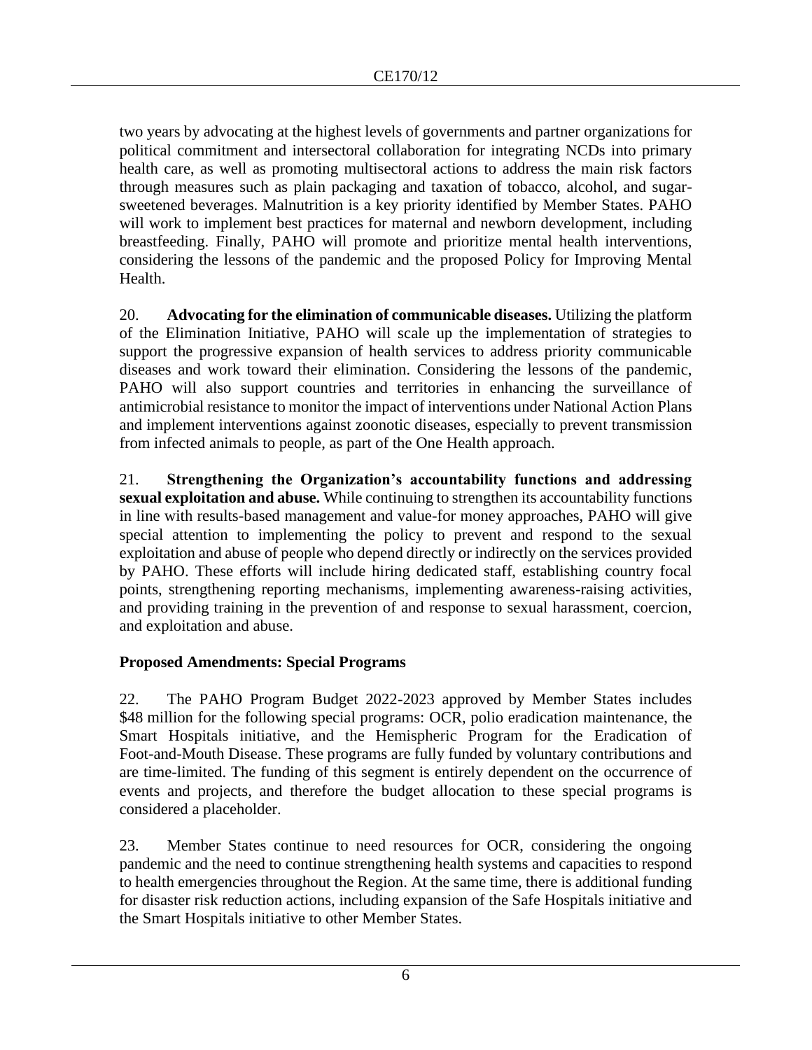two years by advocating at the highest levels of governments and partner organizations for political commitment and intersectoral collaboration for integrating NCDs into primary health care, as well as promoting multisectoral actions to address the main risk factors through measures such as plain packaging and taxation of tobacco, alcohol, and sugar-sweetened beverages. Malnutrition is a key priority identified by Member States. PAHO will work to implement best practices for maternal and newborn development, including breastfeeding. Finally, PAHO will promote and prioritize mental health interventions, considering the lessons of the pandemic and the proposed Policy for Improving Mental Health.

20. **Advocating for the elimination of communicable diseases.** Utilizing the platform of the Elimination Initiative, PAHO will scale up the implementation of strategies to support the progressive expansion of health services to address priority communicable diseases and work toward their elimination. Considering the lessons of the pandemic, PAHO will also support countries and territories in enhancing the surveillance of antimicrobial resistance to monitor the impact of interventions under National Action Plans and implement interventions against zoonotic diseases, especially to prevent transmission from infected animals to people, as part of the One Health approach.

21. **Strengthening the Organization's accountability functions and addressing sexual exploitation and abuse.** While continuing to strengthen its accountability functions in line with results-based management and value-for money approaches, PAHO will give special attention to implementing the policy to prevent and respond to the sexual exploitation and abuse of people who depend directly or indirectly on the services provided by PAHO. These efforts will include hiring dedicated staff, establishing country focal points, strengthening reporting mechanisms, implementing awareness-raising activities, and providing training in the prevention of and response to sexual harassment, coercion, and exploitation and abuse.

## Proposed Amendments: Special Programs

22. The PAHO Program Budget 2022-2023 approved by Member States includes $48 million for the following special programs: OCR, polio eradication maintenance, the Smart Hospitals initiative, and the Hemispheric Program for the Eradication of Foot-and-Mouth Disease. These programs are fully funded by voluntary contributions and are time-limited. The funding of this segment is entirely dependent on the occurrence of events and projects, and therefore the budget allocation to these special programs is considered a placeholder.

23. Member States continue to need resources for OCR, considering the ongoing pandemic and the need to continue strengthening health systems and capacities to respond to health emergencies throughout the Region. At the same time, there is additional funding for disaster risk reduction actions, including expansion of the Safe Hospitals initiative and the Smart Hospitals initiative to other Member States.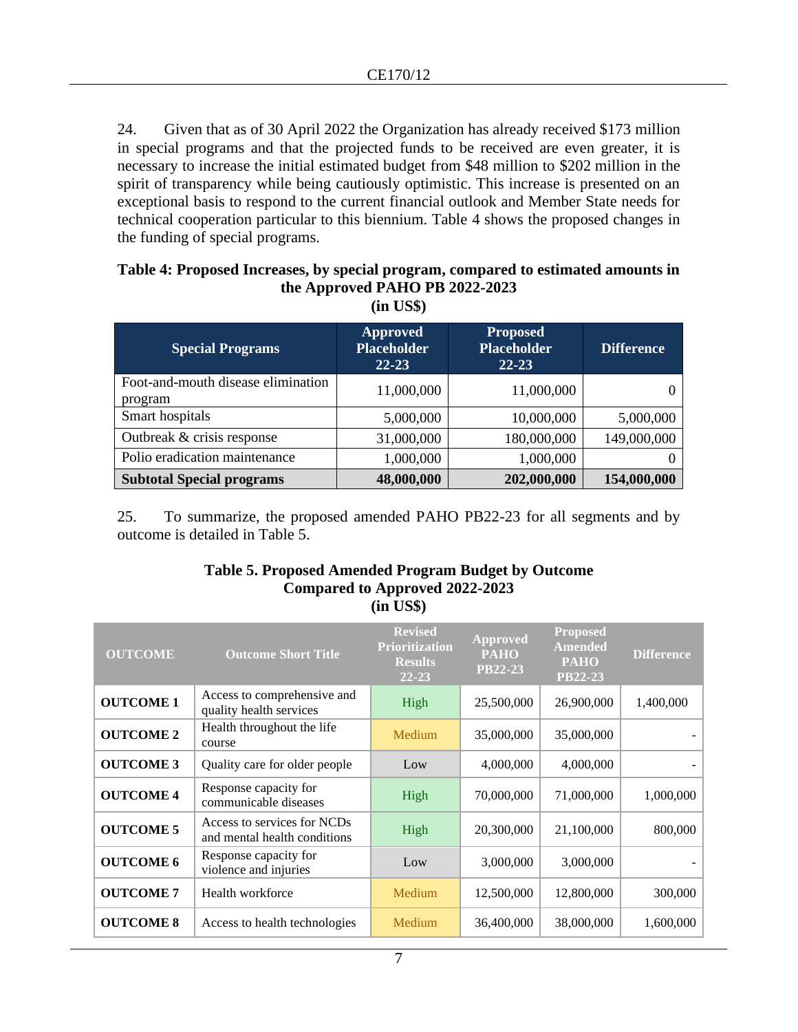24. Given that as of 30 April 2022 the Organization has already received $173 million in special programs and that the projected funds to be received are even greater, it is necessary to increase the initial estimated budget from $48 million to $202 million in the spirit of transparency while being cautiously optimistic. This increase is presented on an exceptional basis to respond to the current financial outlook and Member State needs for technical cooperation particular to this biennium. Table 4 shows the proposed changes in the funding of special programs.

**Table 4: Proposed Increases, by special program, compared to estimated amounts in the Approved PAHO PB 2022-2023 (in US$)**

| Special Programs | Approved Placeholder 22-23 | Proposed Placeholder 22-23 | Difference |
|---|---|---|---|
| Foot-and-mouth disease elimination program | 11,000,000 | 11,000,000 | 0 |
| Smart hospitals | 5,000,000 | 10,000,000 | 5,000,000 |
| Outbreak & crisis response | 31,000,000 | 180,000,000 | 149,000,000 |
| Polio eradication maintenance | 1,000,000 | 1,000,000 | 0 |
| **Subtotal Special programs** | **48,000,000** | **202,000,000** | **154,000,000** |

25. To summarize, the proposed amended PAHO PB22-23 for all segments and by outcome is detailed in Table 5.

**Table 5. Proposed Amended Program Budget by Outcome Compared to Approved 2022-2023 (in US$)**

| OUTCOME | Outcome Short Title | Revised Prioritization Results 22-23 | Approved PAHO PB22-23 | Proposed Amended PAHO PB22-23 | Difference |
|---|---|---|---|---|---|
| **OUTCOME 1** | Access to comprehensive and quality health services | High | 25,500,000 | 26,900,000 | 1,400,000 |
| **OUTCOME 2** | Health throughout the life course | Medium | 35,000,000 | 35,000,000 | - |
| **OUTCOME 3** | Quality care for older people | Low | 4,000,000 | 4,000,000 | - |
| **OUTCOME 4** | Response capacity for communicable diseases | High | 70,000,000 | 71,000,000 | 1,000,000 |
| **OUTCOME 5** | Access to services for NCDs and mental health conditions | High | 20,300,000 | 21,100,000 | 800,000 |
| **OUTCOME 6** | Response capacity for violence and injuries | Low | 3,000,000 | 3,000,000 | - |
| **OUTCOME 7** | Health workforce | Medium | 12,500,000 | 12,800,000 | 300,000 |
| **OUTCOME 8** | Access to health technologies | Medium | 36,400,000 | 38,000,000 | 1,600,000 |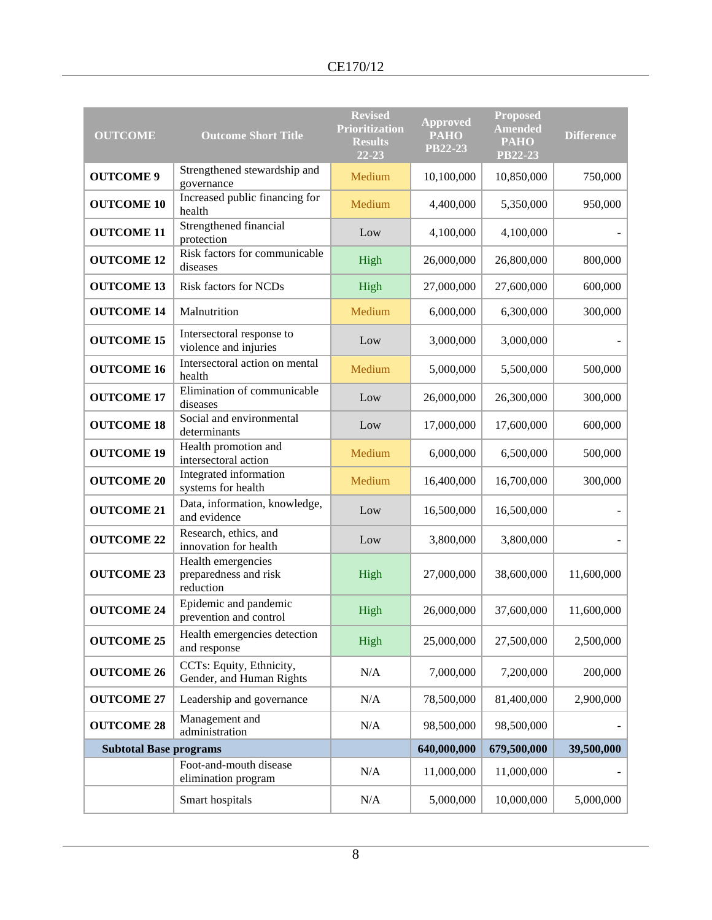| OUTCOME | Outcome Short Title | Revised Prioritization Results 22-23 | Approved PAHO PB22-23 | Proposed Amended PAHO PB22-23 | Difference |
|---|---|---|---|---|---|
| **OUTCOME 9** | Strengthened stewardship and governance | Medium | 10,100,000 | 10,850,000 | 750,000 |
| **OUTCOME 10** | Increased public financing for health | Medium | 4,400,000 | 5,350,000 | 950,000 |
| **OUTCOME 11** | Strengthened financial protection | Low | 4,100,000 | 4,100,000 | - |
| **OUTCOME 12** | Risk factors for communicable diseases | High | 26,000,000 | 26,800,000 | 800,000 |
| **OUTCOME 13** | Risk factors for NCDs | High | 27,000,000 | 27,600,000 | 600,000 |
| **OUTCOME 14** | Malnutrition | Medium | 6,000,000 | 6,300,000 | 300,000 |
| **OUTCOME 15** | Intersectoral response to violence and injuries | Low | 3,000,000 | 3,000,000 | - |
| **OUTCOME 16** | Intersectoral action on mental health | Medium | 5,000,000 | 5,500,000 | 500,000 |
| **OUTCOME 17** | Elimination of communicable diseases | Low | 26,000,000 | 26,300,000 | 300,000 |
| **OUTCOME 18** | Social and environmental determinants | Low | 17,000,000 | 17,600,000 | 600,000 |
| **OUTCOME 19** | Health promotion and intersectoral action | Medium | 6,000,000 | 6,500,000 | 500,000 |
| **OUTCOME 20** | Integrated information systems for health | Medium | 16,400,000 | 16,700,000 | 300,000 |
| **OUTCOME 21** | Data, information, knowledge, and evidence | Low | 16,500,000 | 16,500,000 | - |
| **OUTCOME 22** | Research, ethics, and innovation for health | Low | 3,800,000 | 3,800,000 | - |
| **OUTCOME 23** | Health emergencies preparedness and risk reduction | High | 27,000,000 | 38,600,000 | 11,600,000 |
| **OUTCOME 24** | Epidemic and pandemic prevention and control | High | 26,000,000 | 37,600,000 | 11,600,000 |
| **OUTCOME 25** | Health emergencies detection and response | High | 25,000,000 | 27,500,000 | 2,500,000 |
| **OUTCOME 26** | CCTs: Equity, Ethnicity, Gender, and Human Rights | N/A | 7,000,000 | 7,200,000 | 200,000 |
| **OUTCOME 27** | Leadership and governance | N/A | 78,500,000 | 81,400,000 | 2,900,000 |
| **OUTCOME 28** | Management and administration | N/A | 98,500,000 | 98,500,000 | - |
| **Subtotal Base programs** | | | **640,000,000** | **679,500,000** | **39,500,000** |
| | Foot-and-mouth disease elimination program | N/A | 11,000,000 | 11,000,000 | - |
| | Smart hospitals | N/A | 5,000,000 | 10,000,000 | 5,000,000 |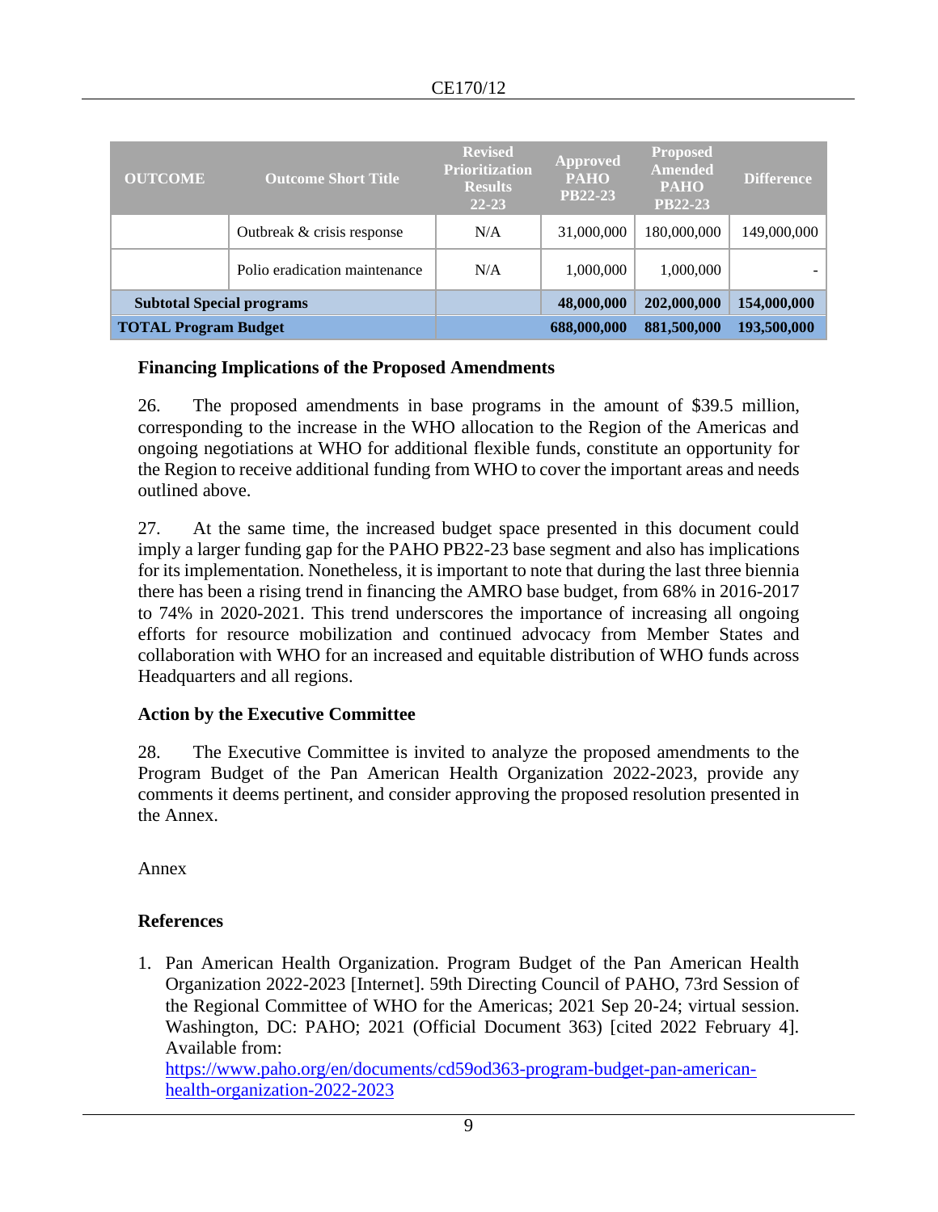| OUTCOME | Outcome Short Title | Revised Prioritization Results 22-23 | Approved PAHO PB22-23 | Proposed Amended PAHO PB22-23 | Difference |
|---|---|---|---|---|---|
| | Outbreak & crisis response | N/A | 31,000,000 | 180,000,000 | 149,000,000 |
| | Polio eradication maintenance | N/A | 1,000,000 | 1,000,000 | - |
| **Subtotal Special programs** | | | **48,000,000** | **202,000,000** | **154,000,000** |
| **TOTAL Program Budget** | | | **688,000,000** | **881,500,000** | **193,500,000** |

### Financing Implications of the Proposed Amendments

26. The proposed amendments in base programs in the amount of $39.5 million, corresponding to the increase in the WHO allocation to the Region of the Americas and ongoing negotiations at WHO for additional flexible funds, constitute an opportunity for the Region to receive additional funding from WHO to cover the important areas and needs outlined above.

27. At the same time, the increased budget space presented in this document could imply a larger funding gap for the PAHO PB22-23 base segment and also has implications for its implementation. Nonetheless, it is important to note that during the last three biennia there has been a rising trend in financing the AMRO base budget, from 68% in 2016-2017 to 74% in 2020-2021. This trend underscores the importance of increasing all ongoing efforts for resource mobilization and continued advocacy from Member States and collaboration with WHO for an increased and equitable distribution of WHO funds across Headquarters and all regions.

### Action by the Executive Committee

28. The Executive Committee is invited to analyze the proposed amendments to the Program Budget of the Pan American Health Organization 2022-2023, provide any comments it deems pertinent, and consider approving the proposed resolution presented in the Annex.

Annex

### References

1. Pan American Health Organization. Program Budget of the Pan American Health Organization 2022-2023 [Internet]. 59th Directing Council of PAHO, 73rd Session of the Regional Committee of WHO for the Americas; 2021 Sep 20-24; virtual session. Washington, DC: PAHO; 2021 (Official Document 363) [cited 2022 February 4]. Available from: https://www.paho.org/en/documents/cd59od363-program-budget-pan-american-health-organization-2022-2023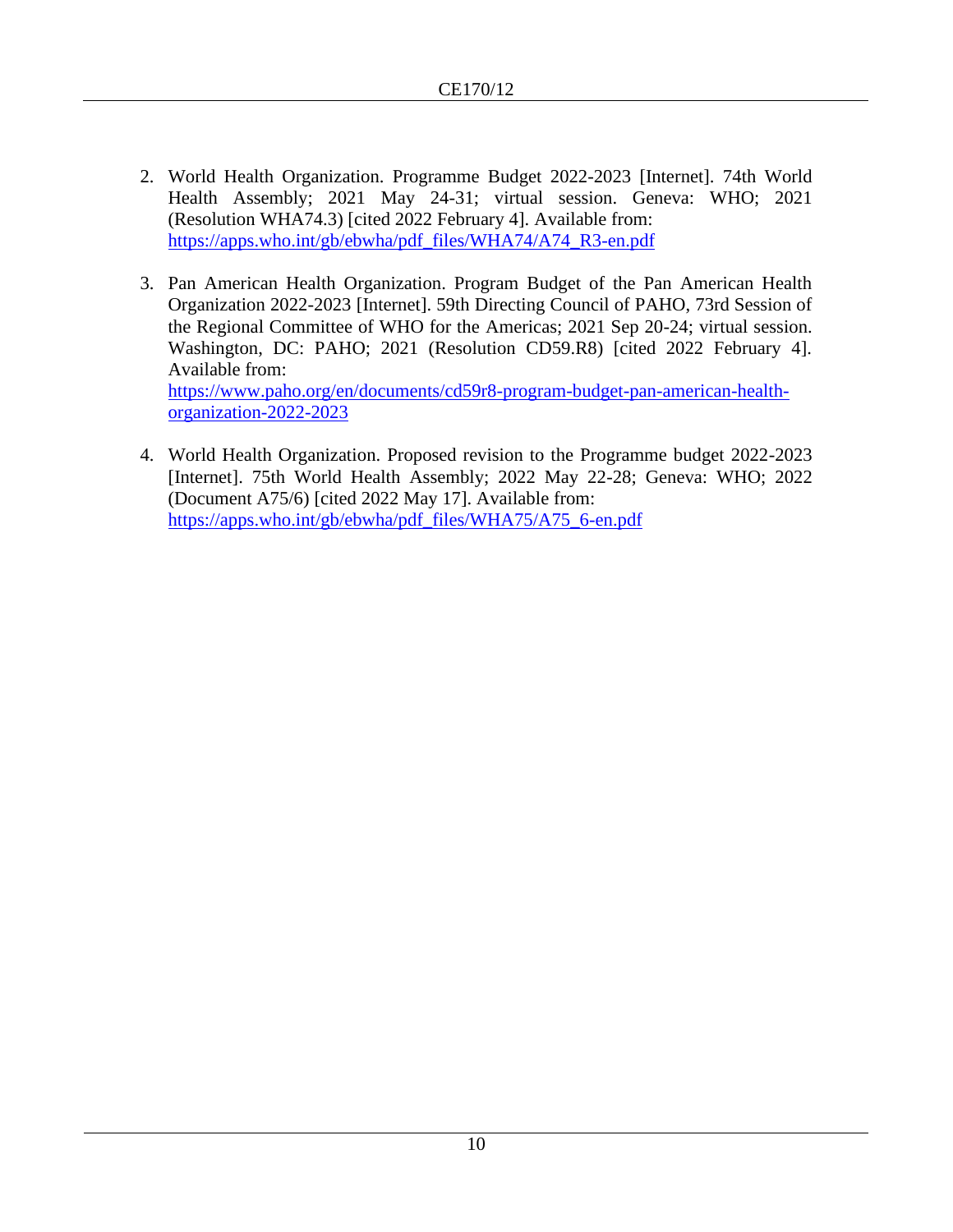2. World Health Organization. Programme Budget 2022-2023 [Internet]. 74th World Health Assembly; 2021 May 24-31; virtual session. Geneva: WHO; 2021 (Resolution WHA74.3) [cited 2022 February 4]. Available from: https://apps.who.int/gb/ebwha/pdf_files/WHA74/A74_R3-en.pdf

3. Pan American Health Organization. Program Budget of the Pan American Health Organization 2022-2023 [Internet]. 59th Directing Council of PAHO, 73rd Session of the Regional Committee of WHO for the Americas; 2021 Sep 20-24; virtual session. Washington, DC: PAHO; 2021 (Resolution CD59.R8) [cited 2022 February 4]. Available from: https://www.paho.org/en/documents/cd59r8-program-budget-pan-american-health-organization-2022-2023

4. World Health Organization. Proposed revision to the Programme budget 2022-2023 [Internet]. 75th World Health Assembly; 2022 May 22-28; Geneva: WHO; 2022 (Document A75/6) [cited 2022 May 17]. Available from: https://apps.who.int/gb/ebwha/pdf_files/WHA75/A75_6-en.pdf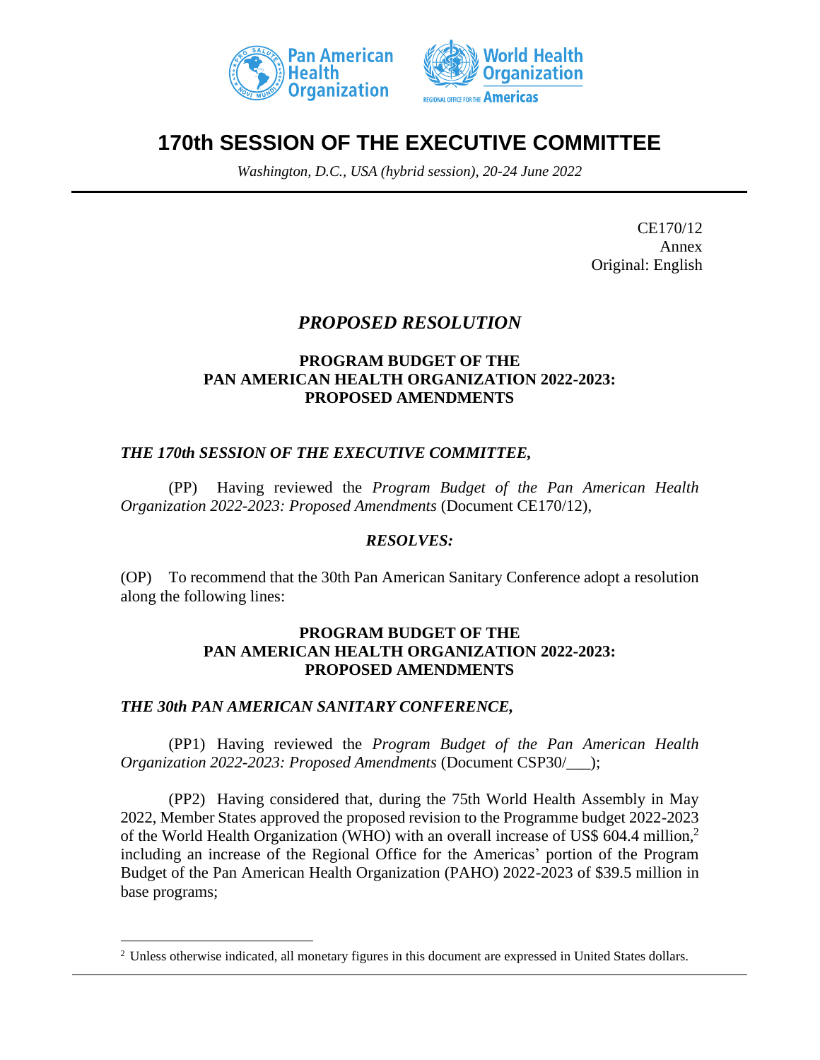# 170th SESSION OF THE EXECUTIVE COMMITTEE

*Washington, D.C., USA (hybrid session), 20-24 June 2022*

CE170/12
Annex
Original: English

## *PROPOSED RESOLUTION*

### PROGRAM BUDGET OF THE PAN AMERICAN HEALTH ORGANIZATION 2022-2023: PROPOSED AMENDMENTS

***THE 170th SESSION OF THE EXECUTIVE COMMITTEE,***

(PP) Having reviewed the *Program Budget of the Pan American Health Organization 2022-2023: Proposed Amendments* (Document CE170/12),

***RESOLVES:***

(OP) To recommend that the 30th Pan American Sanitary Conference adopt a resolution along the following lines:

### PROGRAM BUDGET OF THE PAN AMERICAN HEALTH ORGANIZATION 2022-2023: PROPOSED AMENDMENTS

***THE 30th PAN AMERICAN SANITARY CONFERENCE,***

(PP1) Having reviewed the *Program Budget of the Pan American Health Organization 2022-2023: Proposed Amendments* (Document CSP30/___);

(PP2) Having considered that, during the 75th World Health Assembly in May 2022, Member States approved the proposed revision to the Programme budget 2022-2023 of the World Health Organization (WHO) with an overall increase of US$ 604.4 million,[2] including an increase of the Regional Office for the Americas' portion of the Program Budget of the Pan American Health Organization (PAHO) 2022-2023 of $39.5 million in base programs;

---

[2] Unless otherwise indicated, all monetary figures in this document are expressed in United States dollars.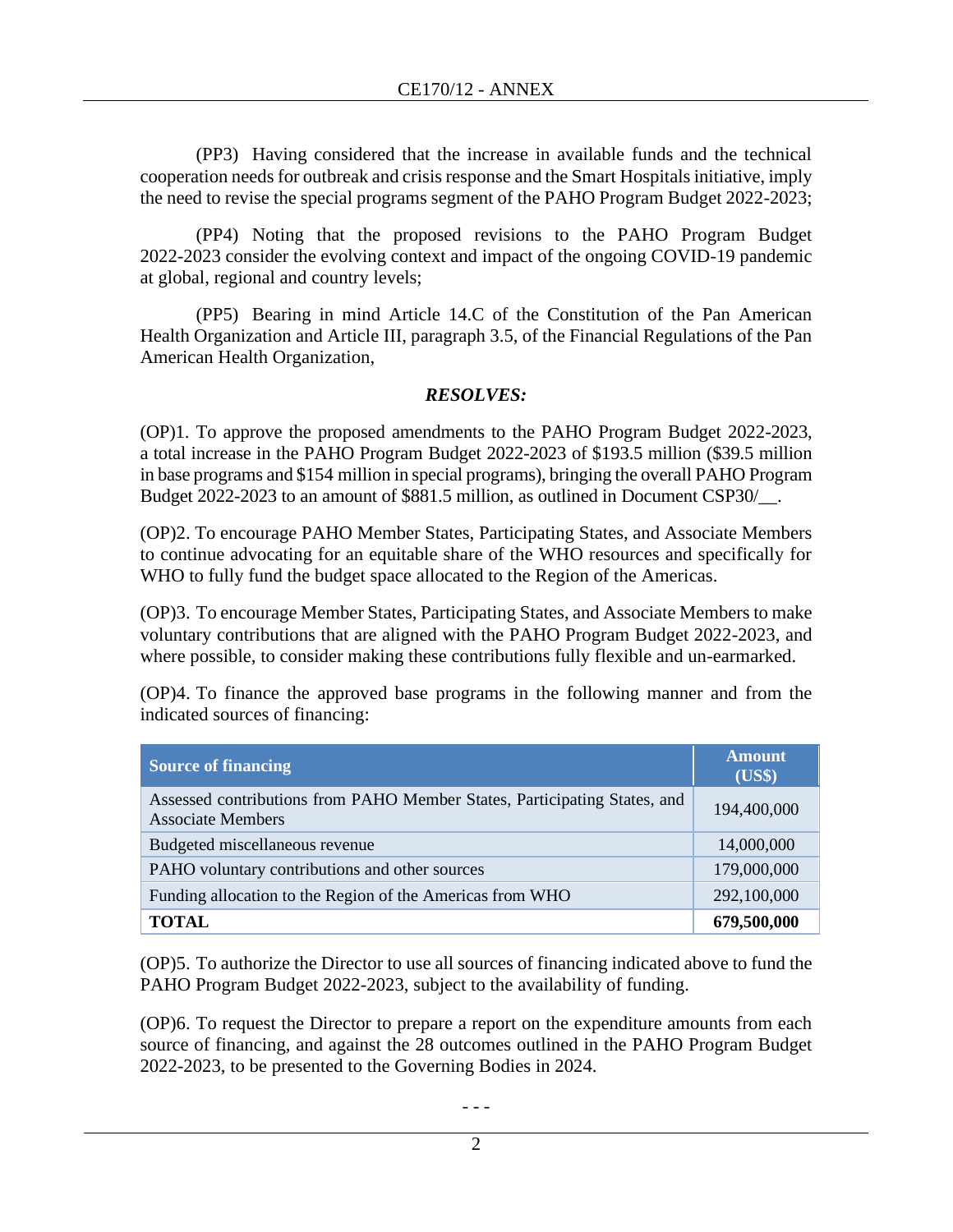(PP3) Having considered that the increase in available funds and the technical cooperation needs for outbreak and crisis response and the Smart Hospitals initiative, imply the need to revise the special programs segment of the PAHO Program Budget 2022-2023;

(PP4) Noting that the proposed revisions to the PAHO Program Budget 2022-2023 consider the evolving context and impact of the ongoing COVID-19 pandemic at global, regional and country levels;

(PP5) Bearing in mind Article 14.C of the Constitution of the Pan American Health Organization and Article III, paragraph 3.5, of the Financial Regulations of the Pan American Health Organization,

***RESOLVES:***

(OP)1. To approve the proposed amendments to the PAHO Program Budget 2022-2023, a total increase in the PAHO Program Budget 2022-2023 of $193.5 million ($39.5 million in base programs and $154 million in special programs), bringing the overall PAHO Program Budget 2022-2023 to an amount of $881.5 million, as outlined in Document CSP30/__.

(OP)2. To encourage PAHO Member States, Participating States, and Associate Members to continue advocating for an equitable share of the WHO resources and specifically for WHO to fully fund the budget space allocated to the Region of the Americas.

(OP)3. To encourage Member States, Participating States, and Associate Members to make voluntary contributions that are aligned with the PAHO Program Budget 2022-2023, and where possible, to consider making these contributions fully flexible and un-earmarked.

(OP)4. To finance the approved base programs in the following manner and from the indicated sources of financing:

| Source of financing | Amount (US$) |
|---|---|
| Assessed contributions from PAHO Member States, Participating States, and Associate Members | 194,400,000 |
| Budgeted miscellaneous revenue | 14,000,000 |
| PAHO voluntary contributions and other sources | 179,000,000 |
| Funding allocation to the Region of the Americas from WHO | 292,100,000 |
| **TOTAL** | **679,500,000** |

(OP)5. To authorize the Director to use all sources of financing indicated above to fund the PAHO Program Budget 2022-2023, subject to the availability of funding.

(OP)6. To request the Director to prepare a report on the expenditure amounts from each source of financing, and against the 28 outcomes outlined in the PAHO Program Budget 2022-2023, to be presented to the Governing Bodies in 2024.

- - -